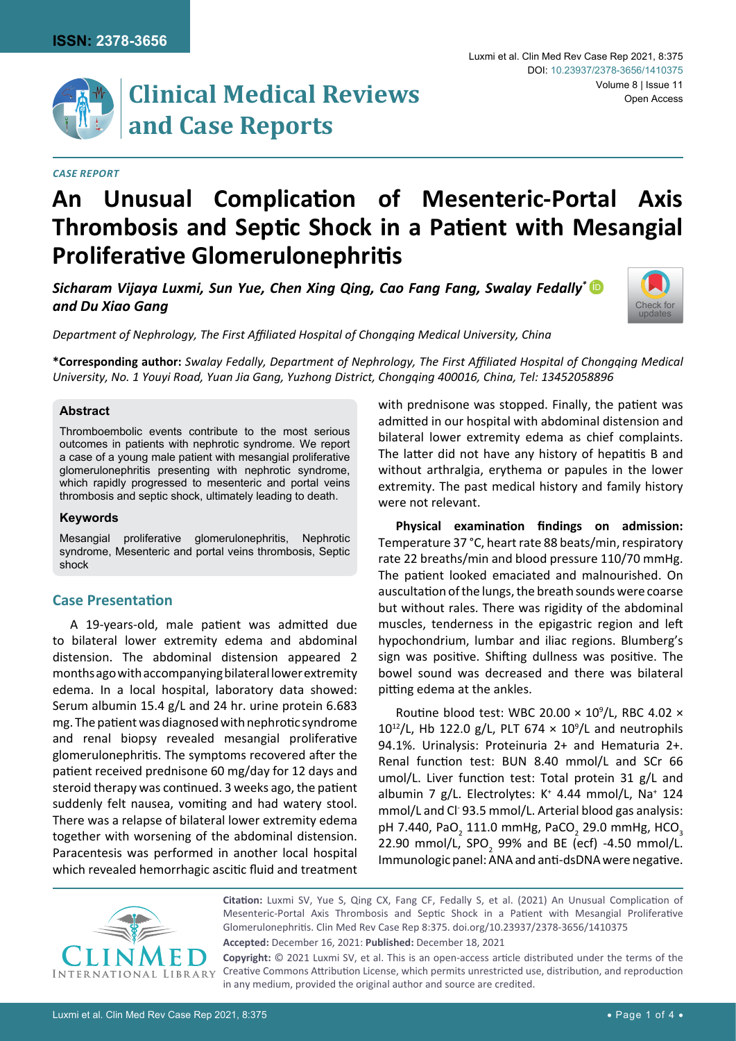*CASE REPORT*

# An Unusual Complication of Mesenteric-Portal Axis Thrombosis and Septic Shock in a Patient with Mesangial Proliferative Glomerulonephritis

***Sicharam Vijaya Luxmi, Sun Yue, Chen Xing Qing, Cao Fang Fang, Swalay Fedally\* and Du Xiao Gang***

*Department of Nephrology, The First Affiliated Hospital of Chongqing Medical University, China*

**\*Corresponding author:** *Swalay Fedally, Department of Nephrology, The First Affiliated Hospital of Chongqing Medical University, No. 1 Youyi Road, Yuan Jia Gang, Yuzhong District, Chongqing 400016, China, Tel: 13452058896*

### Abstract

Thromboembolic events contribute to the most serious outcomes in patients with nephrotic syndrome. We report a case of a young male patient with mesangial proliferative glomerulonephritis presenting with nephrotic syndrome, which rapidly progressed to mesenteric and portal veins thrombosis and septic shock, ultimately leading to death.

### Keywords

Mesangial proliferative glomerulonephritis, Nephrotic syndrome, Mesenteric and portal veins thrombosis, Septic shock

## Case Presentation

A 19-years-old, male patient was admitted due to bilateral lower extremity edema and abdominal distension. The abdominal distension appeared 2 months ago with accompanying bilateral lower extremity edema. In a local hospital, laboratory data showed: Serum albumin 15.4 g/L and 24 hr. urine protein 6.683 mg. The patient was diagnosed with nephrotic syndrome and renal biopsy revealed mesangial proliferative glomerulonephritis. The symptoms recovered after the patient received prednisone 60 mg/day for 12 days and steroid therapy was continued. 3 weeks ago, the patient suddenly felt nausea, vomiting and had watery stool. There was a relapse of bilateral lower extremity edema together with worsening of the abdominal distension. Paracentesis was performed in another local hospital which revealed hemorrhagic ascitic fluid and treatment with prednisone was stopped. Finally, the patient was admitted in our hospital with abdominal distension and bilateral lower extremity edema as chief complaints. The latter did not have any history of hepatitis B and without arthralgia, erythema or papules in the lower extremity. The past medical history and family history were not relevant.

**Physical examination findings on admission:** Temperature 37 °C, heart rate 88 beats/min, respiratory rate 22 breaths/min and blood pressure 110/70 mmHg. The patient looked emaciated and malnourished. On auscultation of the lungs, the breath sounds were coarse but without rales. There was rigidity of the abdominal muscles, tenderness in the epigastric region and left hypochondrium, lumbar and iliac regions. Blumberg's sign was positive. Shifting dullness was positive. The bowel sound was decreased and there was bilateral pitting edema at the ankles.

Routine blood test: WBC 20.00 × $10^9$/L, RBC 4.02 × $10^{12}$/L, Hb 122.0 g/L, PLT 674 × $10^9$/L and neutrophils 94.1%. Urinalysis: Proteinuria 2+ and Hematuria 2+. Renal function test: BUN 8.40 mmol/L and SCr 66 umol/L. Liver function test: Total protein 31 g/L and albumin 7 g/L. Electrolytes: $K^+$ 4.44 mmol/L, $Na^+$ 124 mmol/L and $Cl^-$ 93.5 mmol/L. Arterial blood gas analysis: pH 7.440, $PaO_2$ 111.0 mmHg, $PaCO_2$ 29.0 mmHg, $HCO_3$ 22.90 mmol/L, $SPO_2$ 99% and BE (ecf) -4.50 mmol/L. Immunologic panel: ANA and anti-dsDNA were negative.

**Citation:** Luxmi SV, Yue S, Qing CX, Fang CF, Fedally S, et al. (2021) An Unusual Complication of Mesenteric-Portal Axis Thrombosis and Septic Shock in a Patient with Mesangial Proliferative Glomerulonephritis. Clin Med Rev Case Rep 8:375. doi.org/10.23937/2378-3656/1410375

**Accepted:** December 16, 2021: **Published:** December 18, 2021

**Copyright:** © 2021 Luxmi SV, et al. This is an open-access article distributed under the terms of the Creative Commons Attribution License, which permits unrestricted use, distribution, and reproduction in any medium, provided the original author and source are credited.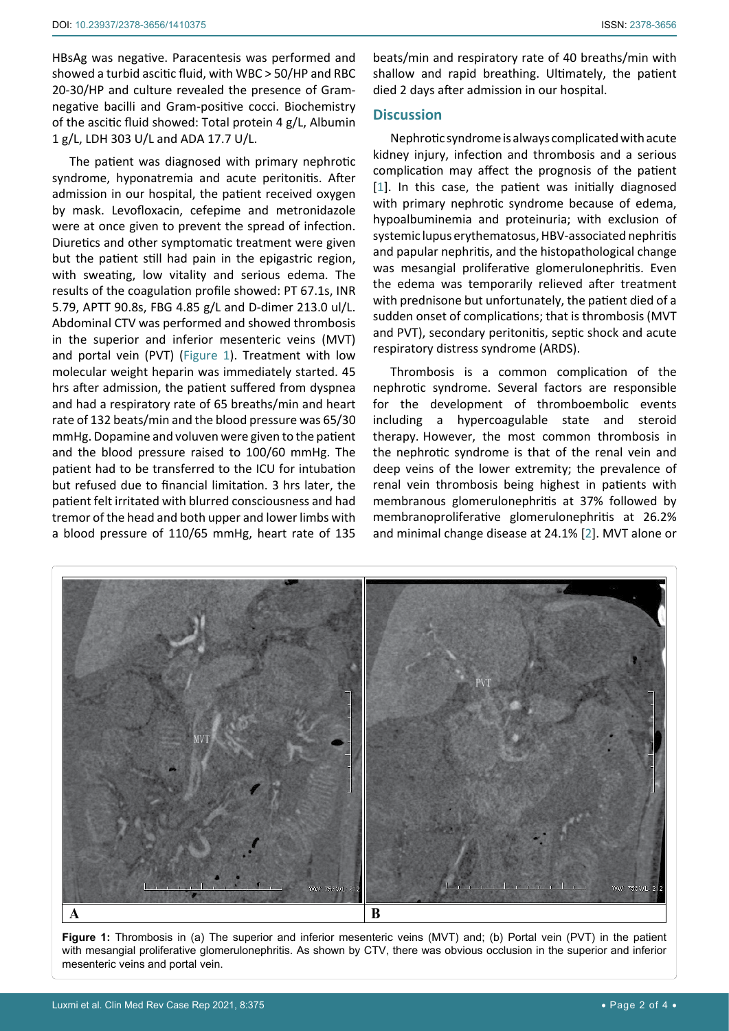HBsAg was negative. Paracentesis was performed and showed a turbid ascitic fluid, with WBC > 50/HP and RBC 20-30/HP and culture revealed the presence of Gram-negative bacilli and Gram-positive cocci. Biochemistry of the ascitic fluid showed: Total protein 4 g/L, Albumin 1 g/L, LDH 303 U/L and ADA 17.7 U/L.

The patient was diagnosed with primary nephrotic syndrome, hyponatremia and acute peritonitis. After admission in our hospital, the patient received oxygen by mask. Levofloxacin, cefepime and metronidazole were at once given to prevent the spread of infection. Diuretics and other symptomatic treatment were given but the patient still had pain in the epigastric region, with sweating, low vitality and serious edema. The results of the coagulation profile showed: PT 67.1s, INR 5.79, APTT 90.8s, FBG 4.85 g/L and D-dimer 213.0 ul/L. Abdominal CTV was performed and showed thrombosis in the superior and inferior mesenteric veins (MVT) and portal vein (PVT) (Figure 1). Treatment with low molecular weight heparin was immediately started. 45 hrs after admission, the patient suffered from dyspnea and had a respiratory rate of 65 breaths/min and heart rate of 132 beats/min and the blood pressure was 65/30 mmHg. Dopamine and voluven were given to the patient and the blood pressure raised to 100/60 mmHg. The patient had to be transferred to the ICU for intubation but refused due to financial limitation. 3 hrs later, the patient felt irritated with blurred consciousness and had tremor of the head and both upper and lower limbs with a blood pressure of 110/65 mmHg, heart rate of 135 beats/min and respiratory rate of 40 breaths/min with shallow and rapid breathing. Ultimately, the patient died 2 days after admission in our hospital.

## Discussion

Nephrotic syndrome is always complicated with acute kidney injury, infection and thrombosis and a serious complication may affect the prognosis of the patient [1]. In this case, the patient was initially diagnosed with primary nephrotic syndrome because of edema, hypoalbuminemia and proteinuria; with exclusion of systemic lupus erythematosus, HBV-associated nephritis and papular nephritis, and the histopathological change was mesangial proliferative glomerulonephritis. Even the edema was temporarily relieved after treatment with prednisone but unfortunately, the patient died of a sudden onset of complications; that is thrombosis (MVT and PVT), secondary peritonitis, septic shock and acute respiratory distress syndrome (ARDS).

Thrombosis is a common complication of the nephrotic syndrome. Several factors are responsible for the development of thromboembolic events including a hypercoagulable state and steroid therapy. However, the most common thrombosis in the nephrotic syndrome is that of the renal vein and deep veins of the lower extremity; the prevalence of renal vein thrombosis being highest in patients with membranous glomerulonephritis at 37% followed by membranoproliferative glomerulonephritis at 26.2% and minimal change disease at 24.1% [2]. MVT alone or

**Figure 1:** Thrombosis in (a) The superior and inferior mesenteric veins (MVT) and; (b) Portal vein (PVT) in the patient with mesangial proliferative glomerulonephritis. As shown by CTV, there was obvious occlusion in the superior and inferior mesenteric veins and portal vein.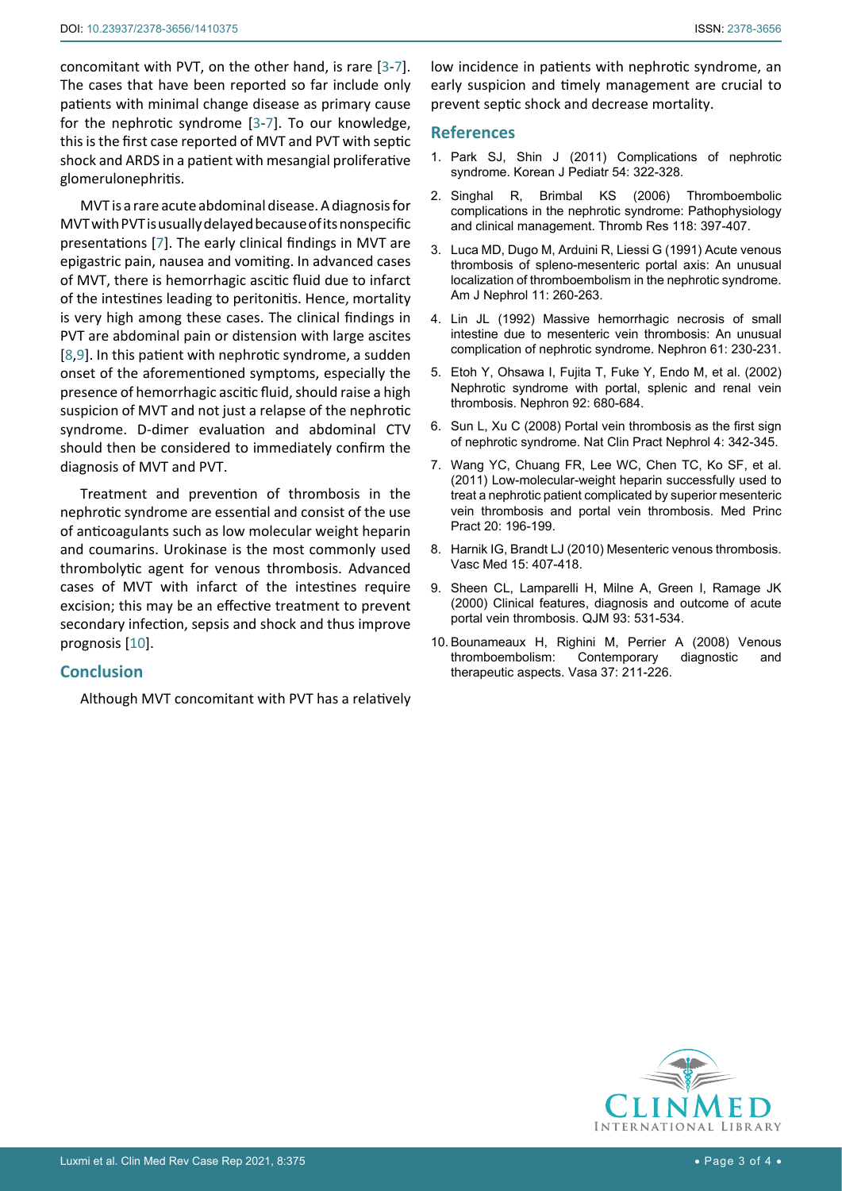concomitant with PVT, on the other hand, is rare [3-7]. The cases that have been reported so far include only patients with minimal change disease as primary cause for the nephrotic syndrome [3-7]. To our knowledge, this is the first case reported of MVT and PVT with septic shock and ARDS in a patient with mesangial proliferative glomerulonephritis.

MVT is a rare acute abdominal disease. A diagnosis for MVT with PVT is usually delayed because of its nonspecific presentations [7]. The early clinical findings in MVT are epigastric pain, nausea and vomiting. In advanced cases of MVT, there is hemorrhagic ascitic fluid due to infarct of the intestines leading to peritonitis. Hence, mortality is very high among these cases. The clinical findings in PVT are abdominal pain or distension with large ascites [8,9]. In this patient with nephrotic syndrome, a sudden onset of the aforementioned symptoms, especially the presence of hemorrhagic ascitic fluid, should raise a high suspicion of MVT and not just a relapse of the nephrotic syndrome. D-dimer evaluation and abdominal CTV should then be considered to immediately confirm the diagnosis of MVT and PVT.

Treatment and prevention of thrombosis in the nephrotic syndrome are essential and consist of the use of anticoagulants such as low molecular weight heparin and coumarins. Urokinase is the most commonly used thrombolytic agent for venous thrombosis. Advanced cases of MVT with infarct of the intestines require excision; this may be an effective treatment to prevent secondary infection, sepsis and shock and thus improve prognosis [10].

## Conclusion

Although MVT concomitant with PVT has a relatively low incidence in patients with nephrotic syndrome, an early suspicion and timely management are crucial to prevent septic shock and decrease mortality.

## References

1. Park SJ, Shin J (2011) Complications of nephrotic syndrome. Korean J Pediatr 54: 322-328.
2. Singhal R, Brimbal KS (2006) Thromboembolic complications in the nephrotic syndrome: Pathophysiology and clinical management. Thromb Res 118: 397-407.
3. Luca MD, Dugo M, Arduini R, Liessi G (1991) Acute venous thrombosis of spleno-mesenteric portal axis: An unusual localization of thromboembolism in the nephrotic syndrome. Am J Nephrol 11: 260-263.
4. Lin JL (1992) Massive hemorrhagic necrosis of small intestine due to mesenteric vein thrombosis: An unusual complication of nephrotic syndrome. Nephron 61: 230-231.
5. Etoh Y, Ohsawa I, Fujita T, Fuke Y, Endo M, et al. (2002) Nephrotic syndrome with portal, splenic and renal vein thrombosis. Nephron 92: 680-684.
6. Sun L, Xu C (2008) Portal vein thrombosis as the first sign of nephrotic syndrome. Nat Clin Pract Nephrol 4: 342-345.
7. Wang YC, Chuang FR, Lee WC, Chen TC, Ko SF, et al. (2011) Low-molecular-weight heparin successfully used to treat a nephrotic patient complicated by superior mesenteric vein thrombosis and portal vein thrombosis. Med Princ Pract 20: 196-199.
8. Harnik IG, Brandt LJ (2010) Mesenteric venous thrombosis. Vasc Med 15: 407-418.
9. Sheen CL, Lamparelli H, Milne A, Green I, Ramage JK (2000) Clinical features, diagnosis and outcome of acute portal vein thrombosis. QJM 93: 531-534.
10. Bounameaux H, Righini M, Perrier A (2008) Venous thromboembolism: Contemporary diagnostic and therapeutic aspects. Vasa 37: 211-226.